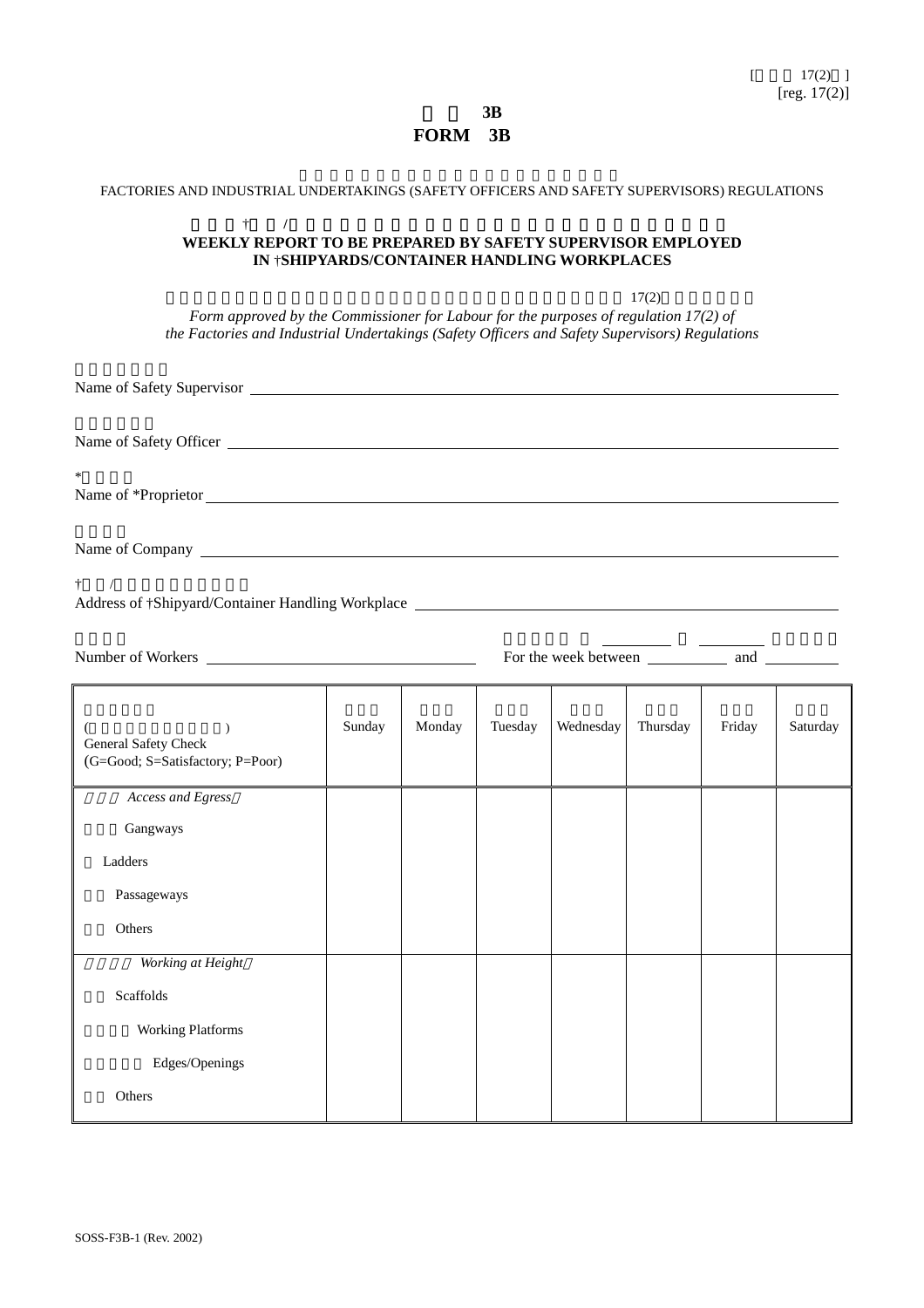[reg. 17(2)]

# FORM 3B

FACTORIES AND INDUSTRIAL UNDERTAKINGS (SAFETY OFFICERS AND SAFETY SUPERVISORS) REGULATIONS

## WEEKLY REPORT TO BE PREPARED BY SAFETY SUPERVISOR EMPLOYED IN †SHIPYARDS/CONTAINER HANDLING WORKPLACES

*Form approved by the Commissioner for Labour for the purposes of regulation 17(2) of the Factories and Industrial Undertakings (Safety Officers and Safety Supervisors) Regulations*

Name of Safety Supervisor ____________________

Name of Safety Officer ____________________

Name of *Proprietor ____________________

Name of Company ____________________

Address of †Shipyard/Container Handling Workplace ____________________

Number of Workers ____________________ For the week between __________ and __________

| General Safety Check (G=Good; S=Satisfactory; P=Poor) | Sunday | Monday | Tuesday | Wednesday | Thursday | Friday | Saturday |
|---|---|---|---|---|---|---|---|
| *Access and Egress* | | | | | | | |
| Gangways | | | | | | | |
| Ladders | | | | | | | |
| Passageways | | | | | | | |
| Others | | | | | | | |
| *Working at Height* | | | | | | | |
| Scaffolds | | | | | | | |
| Working Platforms | | | | | | | |
| Edges/Openings | | | | | | | |
| Others | | | | | | | |

SOSS-F3B-1 (Rev. 2002)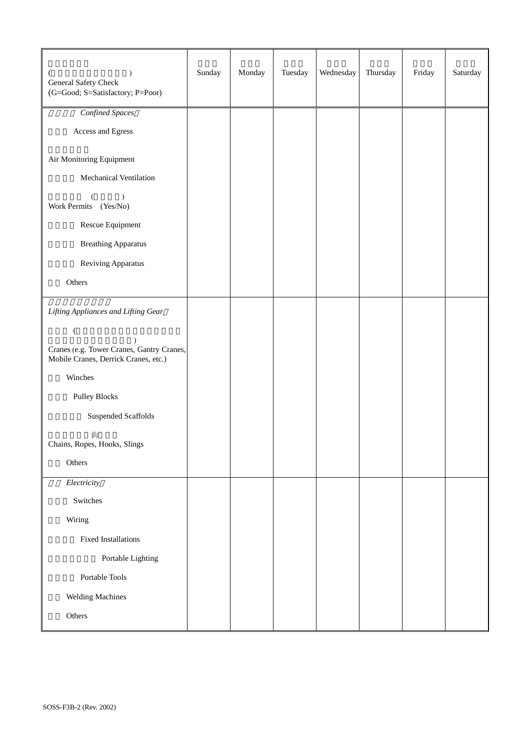| (<br>General Safety Check<br>(G=Good; S=Satisfactory; P=Poor) | Sunday | Monday | Tuesday | Wednesday | Thursday | Friday | Saturday |
|---|---|---|---|---|---|---|---|
| *Confined Spaces* | | | | | | | |
| Access and Egress | | | | | | | |
| Air Monitoring Equipment | | | | | | | |
| Mechanical Ventilation | | | | | | | |
| Work Permits (Yes/No) | | | | | | | |
| Rescue Equipment | | | | | | | |
| Breathing Apparatus | | | | | | | |
| Reviving Apparatus | | | | | | | |
| Others | | | | | | | |
| *Lifting Appliances and Lifting Gear* | | | | | | | |
| Cranes (e.g. Tower Cranes, Gantry Cranes, Mobile Cranes, Derrick Cranes, etc.) | | | | | | | |
| Winches | | | | | | | |
| Pulley Blocks | | | | | | | |
| Suspended Scaffolds | | | | | | | |
| 鈎<br>Chains, Ropes, Hooks, Slings | | | | | | | |
| Others | | | | | | | |
| *Electricity* | | | | | | | |
| Switches | | | | | | | |
| Wiring | | | | | | | |
| Fixed Installations | | | | | | | |
| Portable Lighting | | | | | | | |
| Portable Tools | | | | | | | |
| Welding Machines | | | | | | | |
| Others | | | | | | | |

SOSS-F3B-2 (Rev. 2002)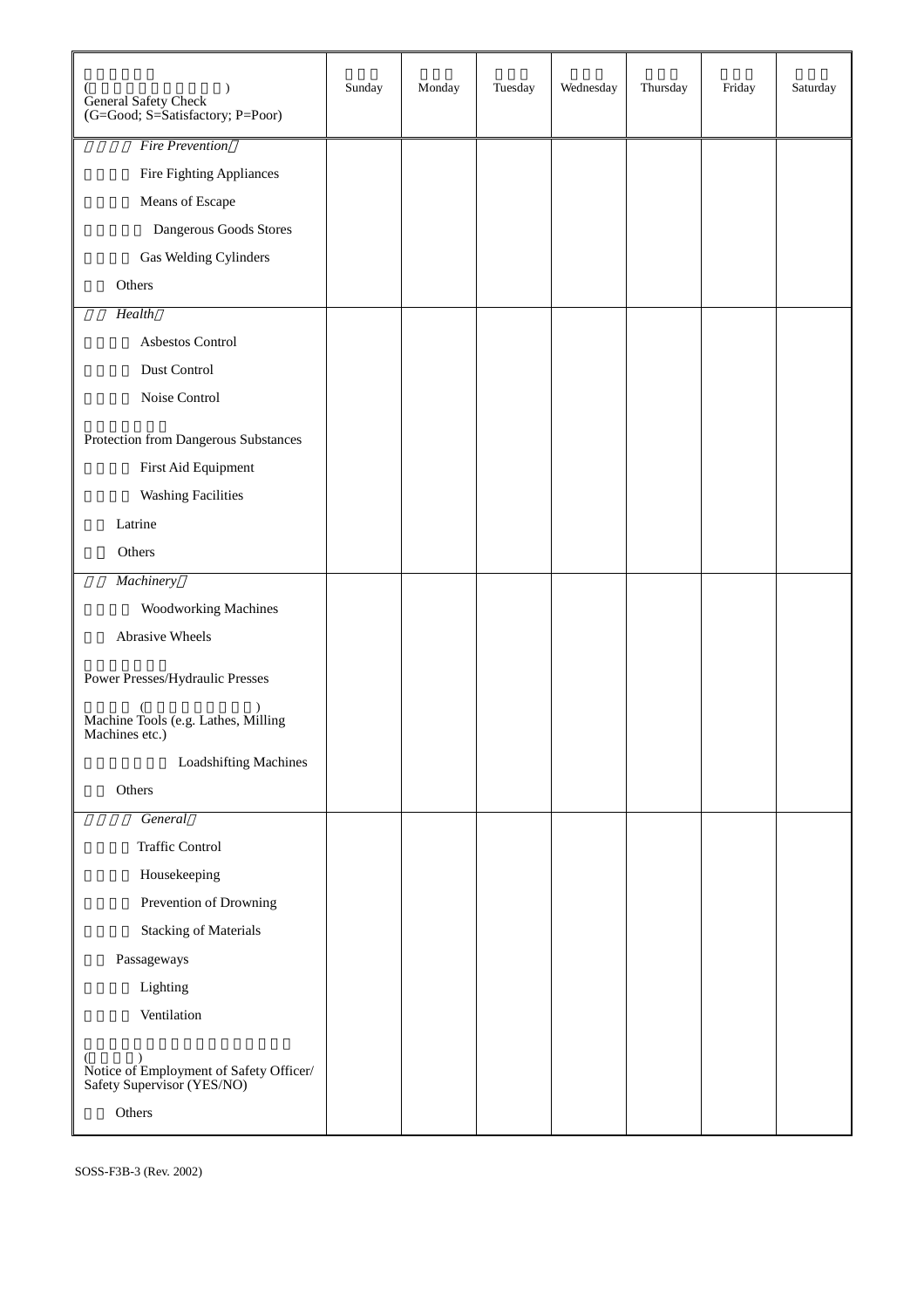| ( ) General Safety Check (G=Good; S=Satisfactory; P=Poor) | Sunday | Monday | Tuesday | Wednesday | Thursday | Friday | Saturday |
|---|---|---|---|---|---|---|---|
| *Fire Prevention* | | | | | | | |
| Fire Fighting Appliances | | | | | | | |
| Means of Escape | | | | | | | |
| Dangerous Goods Stores | | | | | | | |
| Gas Welding Cylinders | | | | | | | |
| Others | | | | | | | |
| *Health* | | | | | | | |
| Asbestos Control | | | | | | | |
| Dust Control | | | | | | | |
| Noise Control | | | | | | | |
| Protection from Dangerous Substances | | | | | | | |
| First Aid Equipment | | | | | | | |
| Washing Facilities | | | | | | | |
| Latrine | | | | | | | |
| Others | | | | | | | |
| *Machinery* | | | | | | | |
| Woodworking Machines | | | | | | | |
| Abrasive Wheels | | | | | | | |
| Power Presses/Hydraulic Presses | | | | | | | |
| ( ) Machine Tools (e.g. Lathes, Milling Machines etc.) | | | | | | | |
| Loadshifting Machines | | | | | | | |
| Others | | | | | | | |
| *General* | | | | | | | |
| Traffic Control | | | | | | | |
| Housekeeping | | | | | | | |
| Prevention of Drowning | | | | | | | |
| Stacking of Materials | | | | | | | |
| Passageways | | | | | | | |
| Lighting | | | | | | | |
| Ventilation | | | | | | | |
| ( ) Notice of Employment of Safety Officer/ Safety Supervisor (YES/NO) | | | | | | | |
| Others | | | | | | | |

SOSS-F3B-3 (Rev. 2002)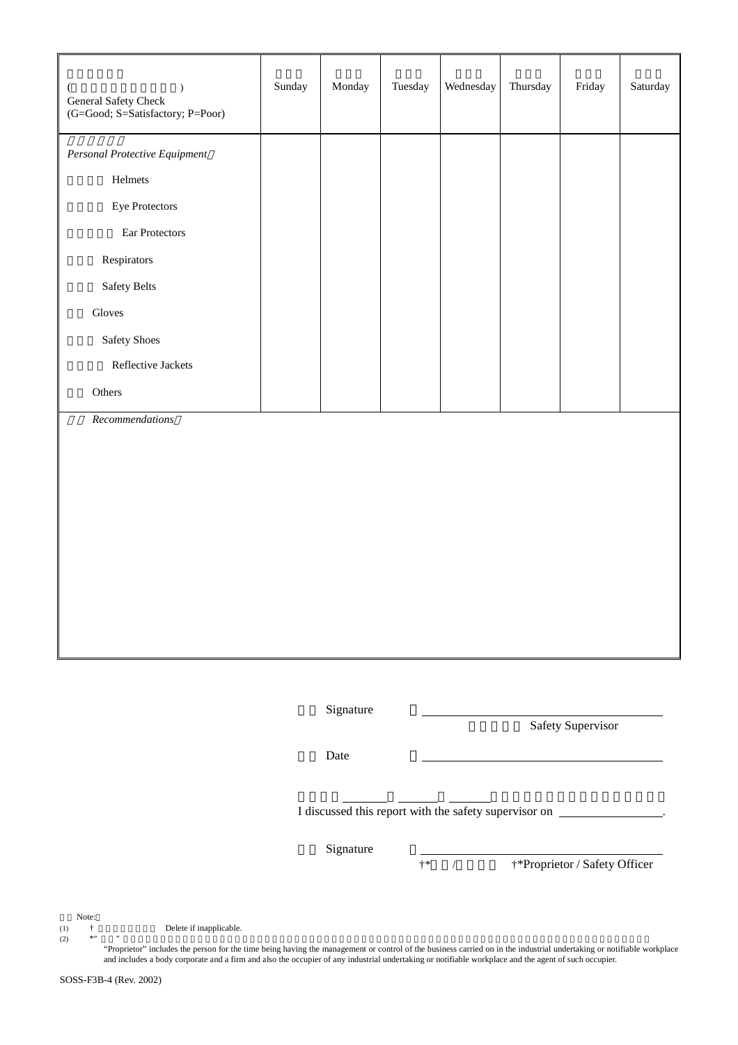| ( ) General Safety Check (G=Good; S=Satisfactory; P=Poor) | Sunday | Monday | Tuesday | Wednesday | Thursday | Friday | Saturday |
|---|---|---|---|---|---|---|---|
| *Personal Protective Equipment* | | | | | | | |
| Helmets | | | | | | | |
| Eye Protectors | | | | | | | |
| Ear Protectors | | | | | | | |
| Respirators | | | | | | | |
| Safety Belts | | | | | | | |
| Gloves | | | | | | | |
| Safety Shoes | | | | | | | |
| Reflective Jackets | | | | | | | |
| Others | | | | | | | |
| *Recommendations* | | | | | | | |

Signature ______________________

Safety Supervisor

Date ______________________

I discussed this report with the safety supervisor on ________________.

Signature ______________________

†*Proprietor / Safety Officer

Note:

(1) † Delete if inapplicable.

(2) * "Proprietor" includes the person for the time being having the management or control of the business carried on in the industrial undertaking or notifiable workplace and includes a body corporate and a firm and also the occupier of any industrial undertaking or notifiable workplace and the agent of such occupier.

SOSS-F3B-4 (Rev. 2002)